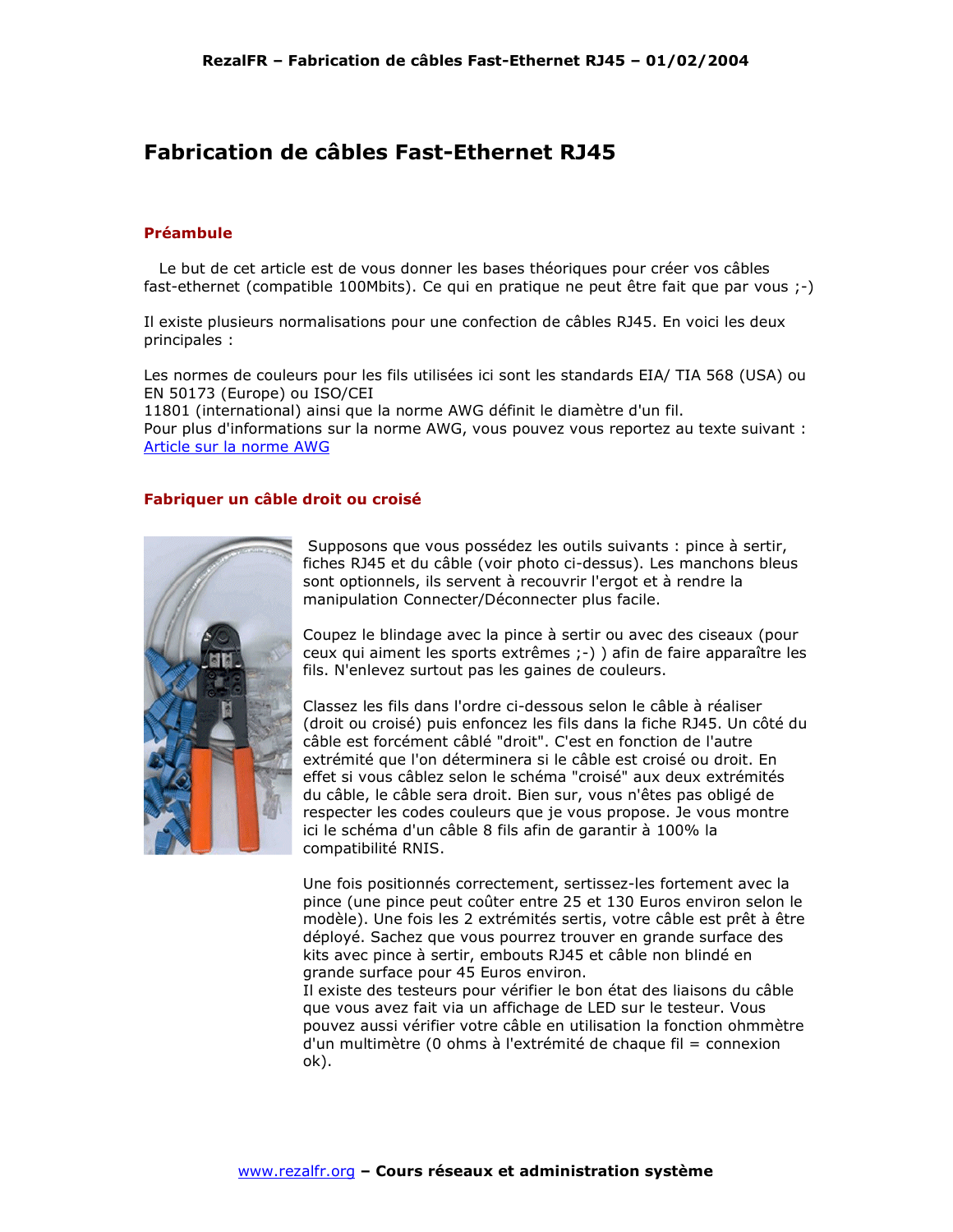# Fabrication de câbles Fast-Ethernet RJ45

## Préambule

Le but de cet article est de vous donner les bases théoriques pour créer vos câbles fast-ethernet (compatible 100Mbits). Ce qui en pratique ne peut être fait que par vous ;-)

Il existe plusieurs normalisations pour une confection de câbles RJ45. En voici les deux principales :

Les normes de couleurs pour les fils utilisées ici sont les standards EIA/ TIA 568 (USA) ou EN 50173 (Europe) ou ISO/CEI
11801 (international) ainsi que la norme AWG définit le diamètre d'un fil.
Pour plus d'informations sur la norme AWG, vous pouvez vous reportez au texte suivant :
[Article sur la norme AWG]

## Fabriquer un câble droit ou croisé

Supposons que vous possédez les outils suivants : pince à sertir, fiches RJ45 et du câble (voir photo ci-dessus). Les manchons bleus sont optionnels, ils servent à recouvrir l'ergot et à rendre la manipulation Connecter/Déconnecter plus facile.

Coupez le blindage avec la pince à sertir ou avec des ciseaux (pour ceux qui aiment les sports extrêmes ;-) ) afin de faire apparaître les fils. N'enlevez surtout pas les gaines de couleurs.

Classez les fils dans l'ordre ci-dessous selon le câble à réaliser (droit ou croisé) puis enfoncez les fils dans la fiche RJ45. Un côté du câble est forcément câblé "droit". C'est en fonction de l'autre extrémité que l'on déterminera si le câble est croisé ou droit. En effet si vous câblez selon le schéma "croisé" aux deux extrémités du câble, le câble sera droit. Bien sur, vous n'êtes pas obligé de respecter les codes couleurs que je vous propose. Je vous montre ici le schéma d'un câble 8 fils afin de garantir à 100% la compatibilité RNIS.

Une fois positionnés correctement, sertissez-les fortement avec la pince (une pince peut coûter entre 25 et 130 Euros environ selon le modèle). Une fois les 2 extrémités sertis, votre câble est prêt à être déployé. Sachez que vous pourrez trouver en grande surface des kits avec pince à sertir, embouts RJ45 et câble non blindé en grande surface pour 45 Euros environ.
Il existe des testeurs pour vérifier le bon état des liaisons du câble que vous avez fait via un affichage de LED sur le testeur. Vous pouvez aussi vérifier votre câble en utilisation la fonction ohmmètre d'un multimètre (0 ohms à l'extrémité de chaque fil = connexion ok).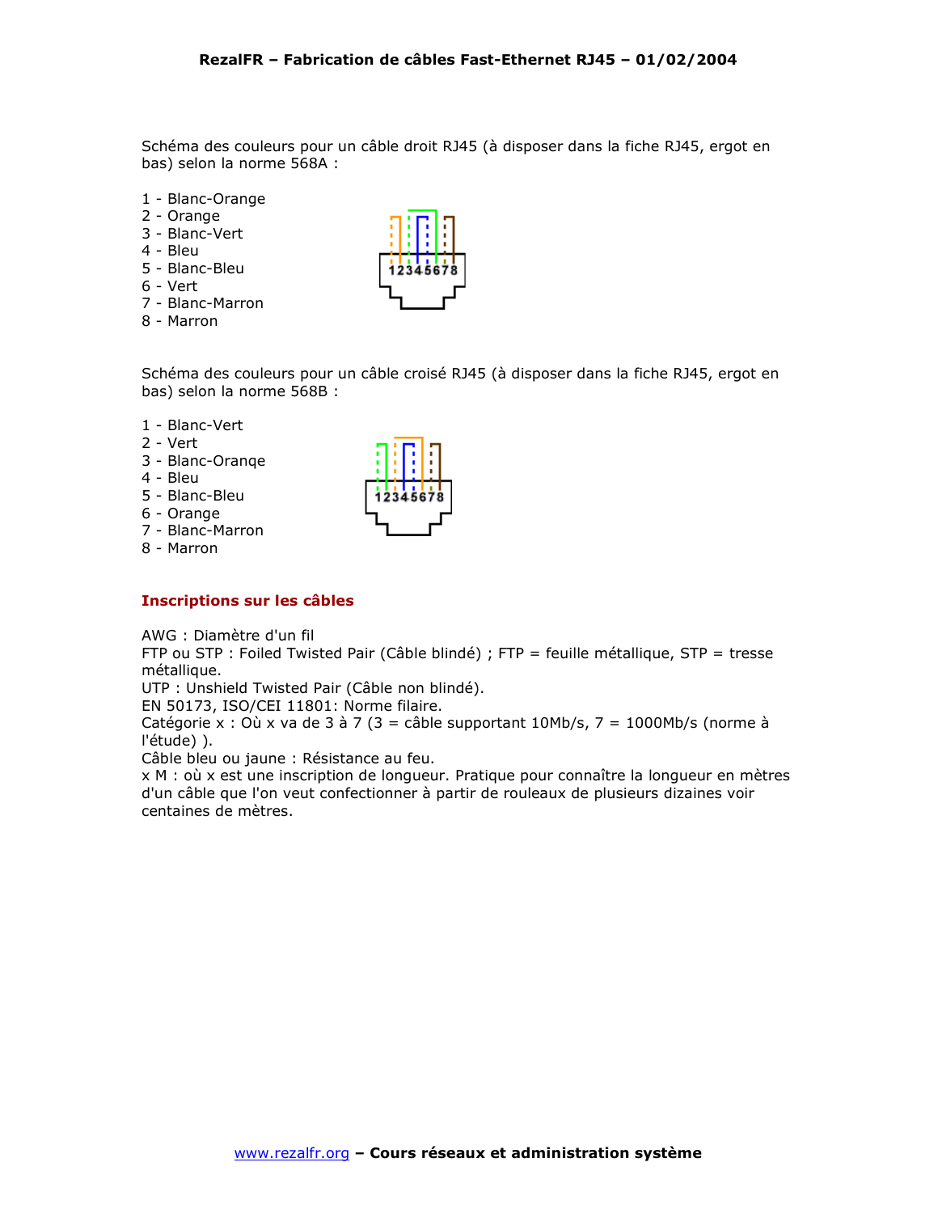Schéma des couleurs pour un câble droit RJ45 (à disposer dans la fiche RJ45, ergot en bas) selon la norme 568A :

1 - Blanc-Orange
2 - Orange
3 - Blanc-Vert
4 - Bleu
5 - Blanc-Bleu
6 - Vert
7 - Blanc-Marron
8 - Marron

12345678

Schéma des couleurs pour un câble croisé RJ45 (à disposer dans la fiche RJ45, ergot en bas) selon la norme 568B :

1 - Blanc-Vert
2 - Vert
3 - Blanc-Oranqe
4 - Bleu
5 - Blanc-Bleu
6 - Orange
7 - Blanc-Marron
8 - Marron

12345678

### Inscriptions sur les câbles

AWG : Diamètre d'un fil
FTP ou STP : Foiled Twisted Pair (Câble blindé) ; FTP = feuille métallique, STP = tresse métallique.
UTP : Unshield Twisted Pair (Câble non blindé).
EN 50173, ISO/CEI 11801: Norme filaire.
Catégorie x : Où x va de 3 à 7 (3 = câble supportant 10Mb/s, 7 = 1000Mb/s (norme à l'étude) ).
Câble bleu ou jaune : Résistance au feu.
x M : où x est une inscription de longueur. Pratique pour connaître la longueur en mètres d'un câble que l'on veut confectionner à partir de rouleaux de plusieurs dizaines voir centaines de mètres.